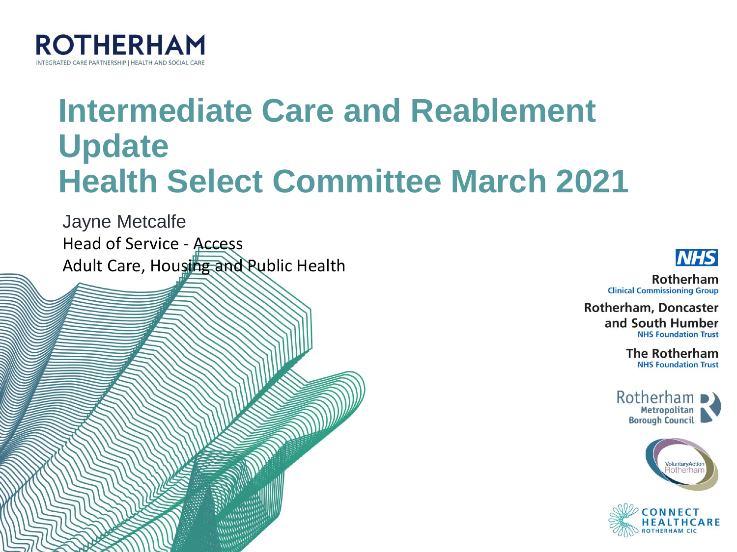ROTHERHAM

INTEGRATED CARE PARTNERSHIP | HEALTH AND SOCIAL CARE

# Intermediate Care and Reablement Update
# Health Select Committee March 2021

Jayne Metcalfe

Head of Service - Access

Adult Care, Housing and Public Health

NHS Rotherham Clinical Commissioning Group

Rotherham, Doncaster and South Humber NHS Foundation Trust

The Rotherham NHS Foundation Trust

Rotherham Metropolitan Borough Council

VoluntaryAction Rotherham

CONNECT HEALTHCARE ROTHERHAM CIC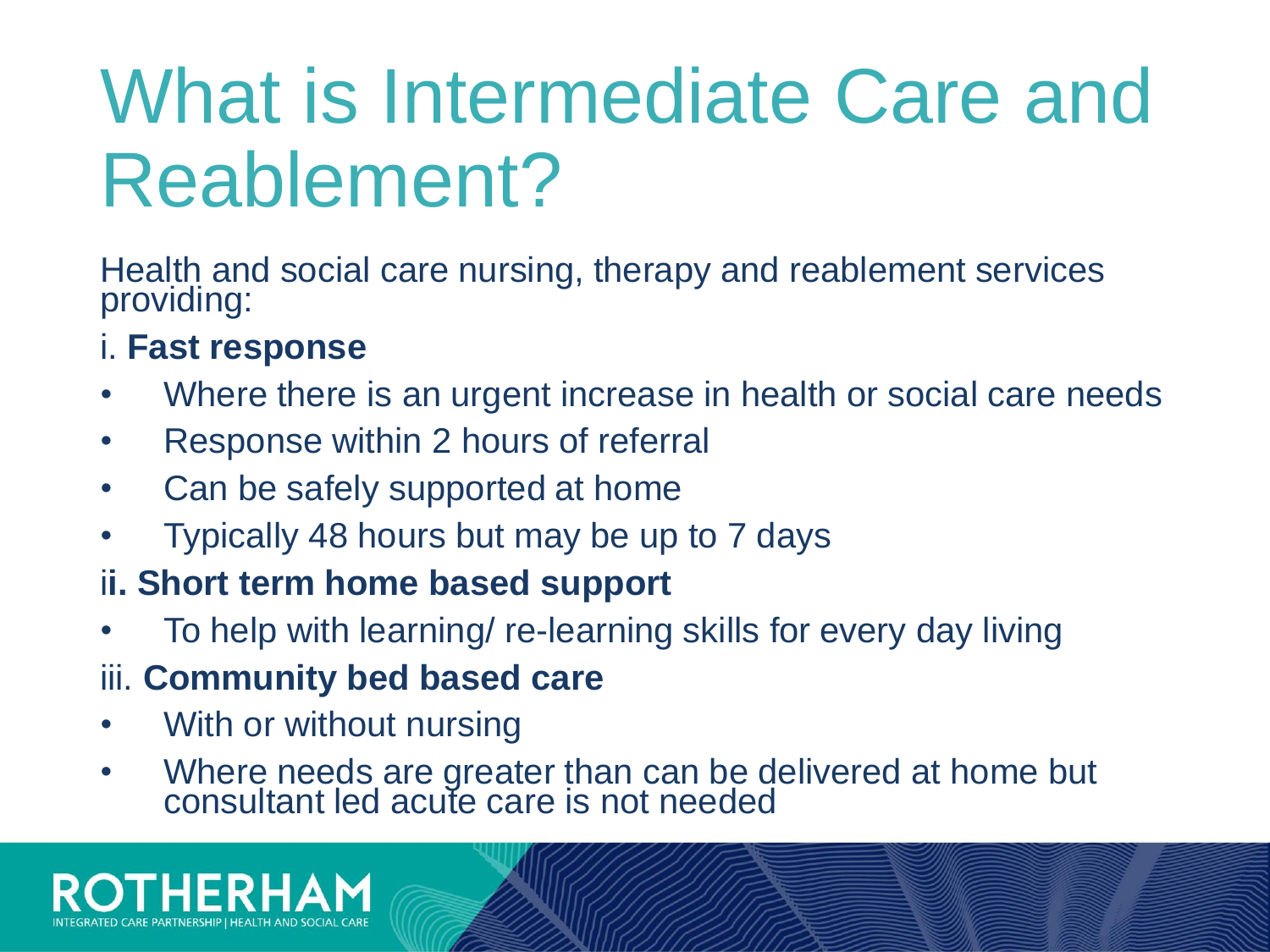# What is Intermediate Care and Reablement?

Health and social care nursing, therapy and reablement services providing:

i. **Fast response**

- Where there is an urgent increase in health or social care needs
- Response within 2 hours of referral
- Can be safely supported at home
- Typically 48 hours but may be up to 7 days

i**i. Short term home based support**

- To help with learning/ re-learning skills for every day living

iii. **Community bed based care**

- With or without nursing
- Where needs are greater than can be delivered at home but consultant led acute care is not needed

ROTHERHAM
INTEGRATED CARE PARTNERSHIP | HEALTH AND SOCIAL CARE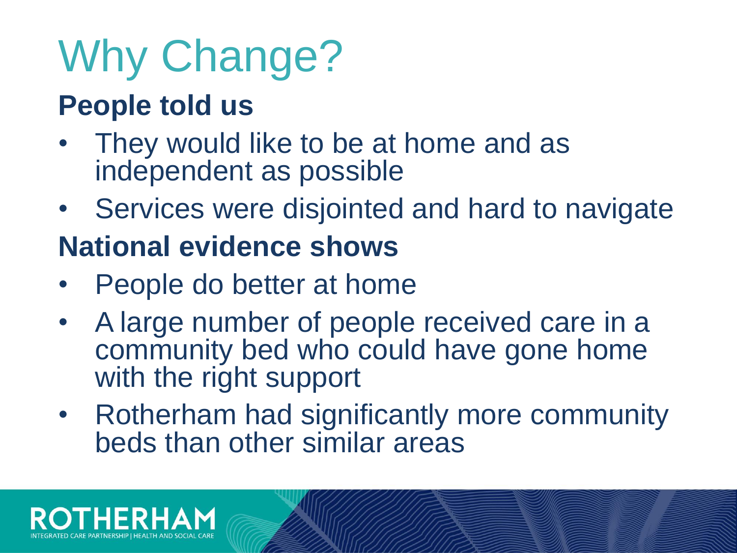# Why Change?

## People told us

- They would like to be at home and as independent as possible
- Services were disjointed and hard to navigate

## National evidence shows

- People do better at home
- A large number of people received care in a community bed who could have gone home with the right support
- Rotherham had significantly more community beds than other similar areas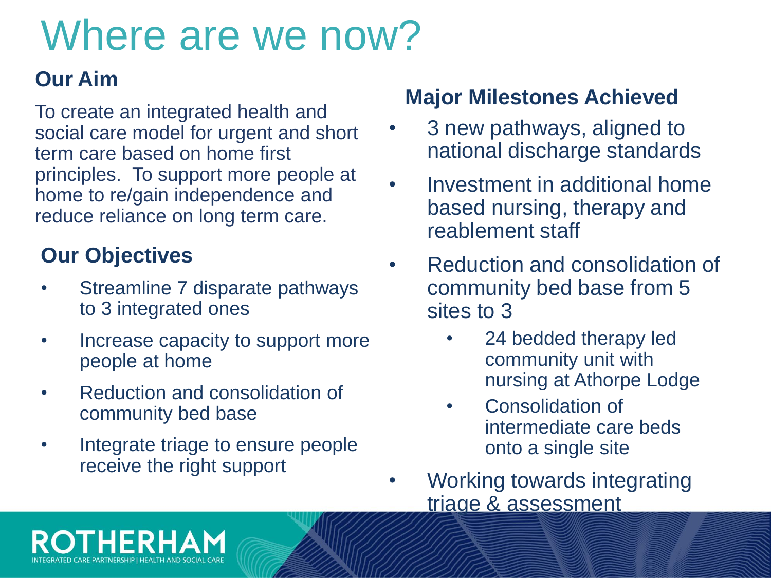# Where are we now?

## Our Aim

To create an integrated health and social care model for urgent and short term care based on home first principles. To support more people at home to re/gain independence and reduce reliance on long term care.

## Our Objectives

- Streamline 7 disparate pathways to 3 integrated ones
- Increase capacity to support more people at home
- Reduction and consolidation of community bed base
- Integrate triage to ensure people receive the right support

## Major Milestones Achieved

- 3 new pathways, aligned to national discharge standards
- Investment in additional home based nursing, therapy and reablement staff
- Reduction and consolidation of community bed base from 5 sites to 3
  - 24 bedded therapy led community unit with nursing at Athorpe Lodge
  - Consolidation of intermediate care beds onto a single site
- Working towards integrating triage & assessment

ROTHERHAM INTEGRATED CARE PARTNERSHIP | HEALTH AND SOCIAL CARE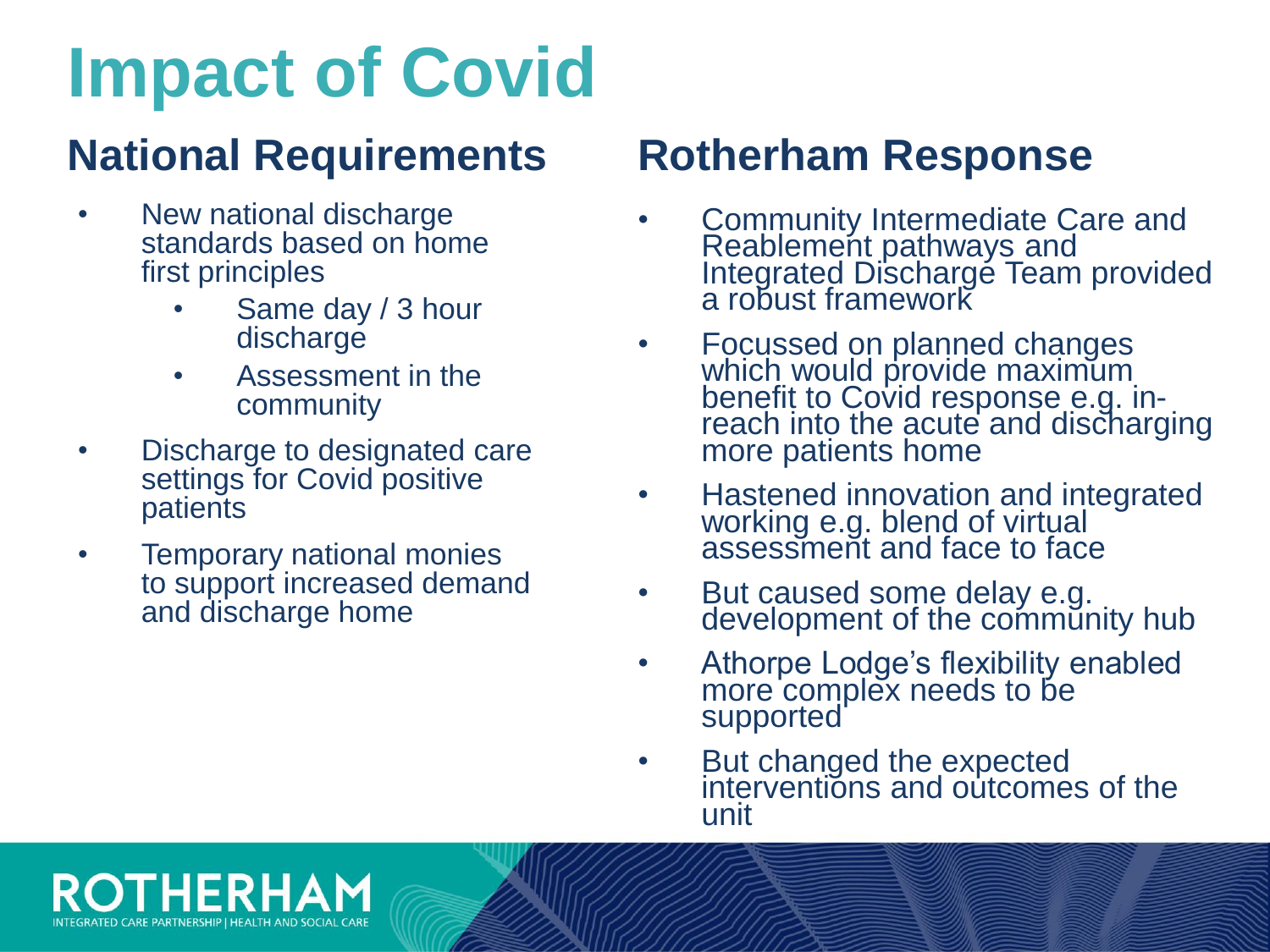# Impact of Covid

## National Requirements

- New national discharge standards based on home first principles
  - Same day / 3 hour discharge
  - Assessment in the community
- Discharge to designated care settings for Covid positive patients
- Temporary national monies to support increased demand and discharge home

## Rotherham Response

- Community Intermediate Care and Reablement pathways and Integrated Discharge Team provided a robust framework
- Focussed on planned changes which would provide maximum benefit to Covid response e.g. in-reach into the acute and discharging more patients home
- Hastened innovation and integrated working e.g. blend of virtual assessment and face to face
- But caused some delay e.g. development of the community hub
- Athorpe Lodge's flexibility enabled more complex needs to be supported
- But changed the expected interventions and outcomes of the unit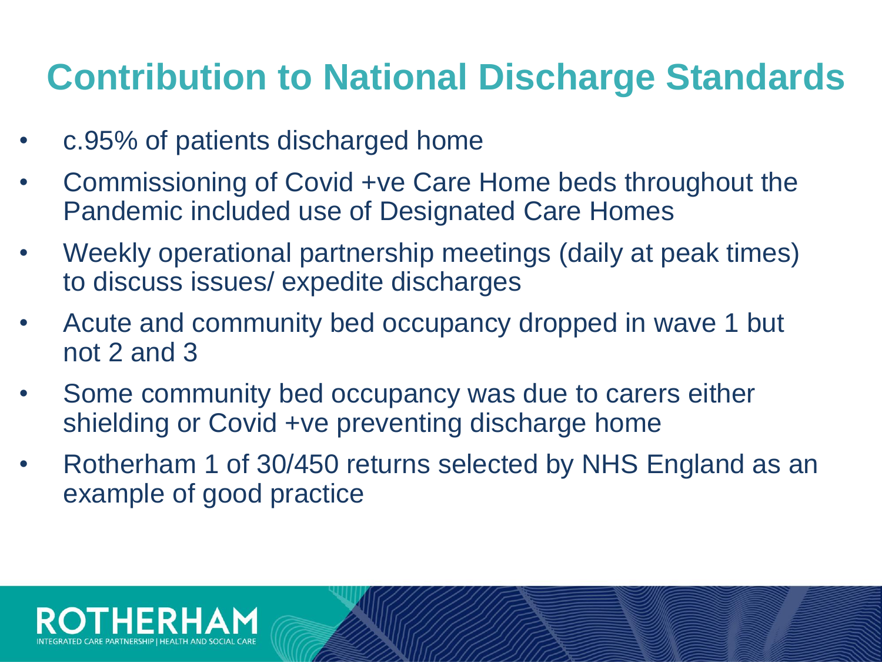# Contribution to National Discharge Standards

- c.95% of patients discharged home
- Commissioning of Covid +ve Care Home beds throughout the Pandemic included use of Designated Care Homes
- Weekly operational partnership meetings (daily at peak times) to discuss issues/ expedite discharges
- Acute and community bed occupancy dropped in wave 1 but not 2 and 3
- Some community bed occupancy was due to carers either shielding or Covid +ve preventing discharge home
- Rotherham 1 of 30/450 returns selected by NHS England as an example of good practice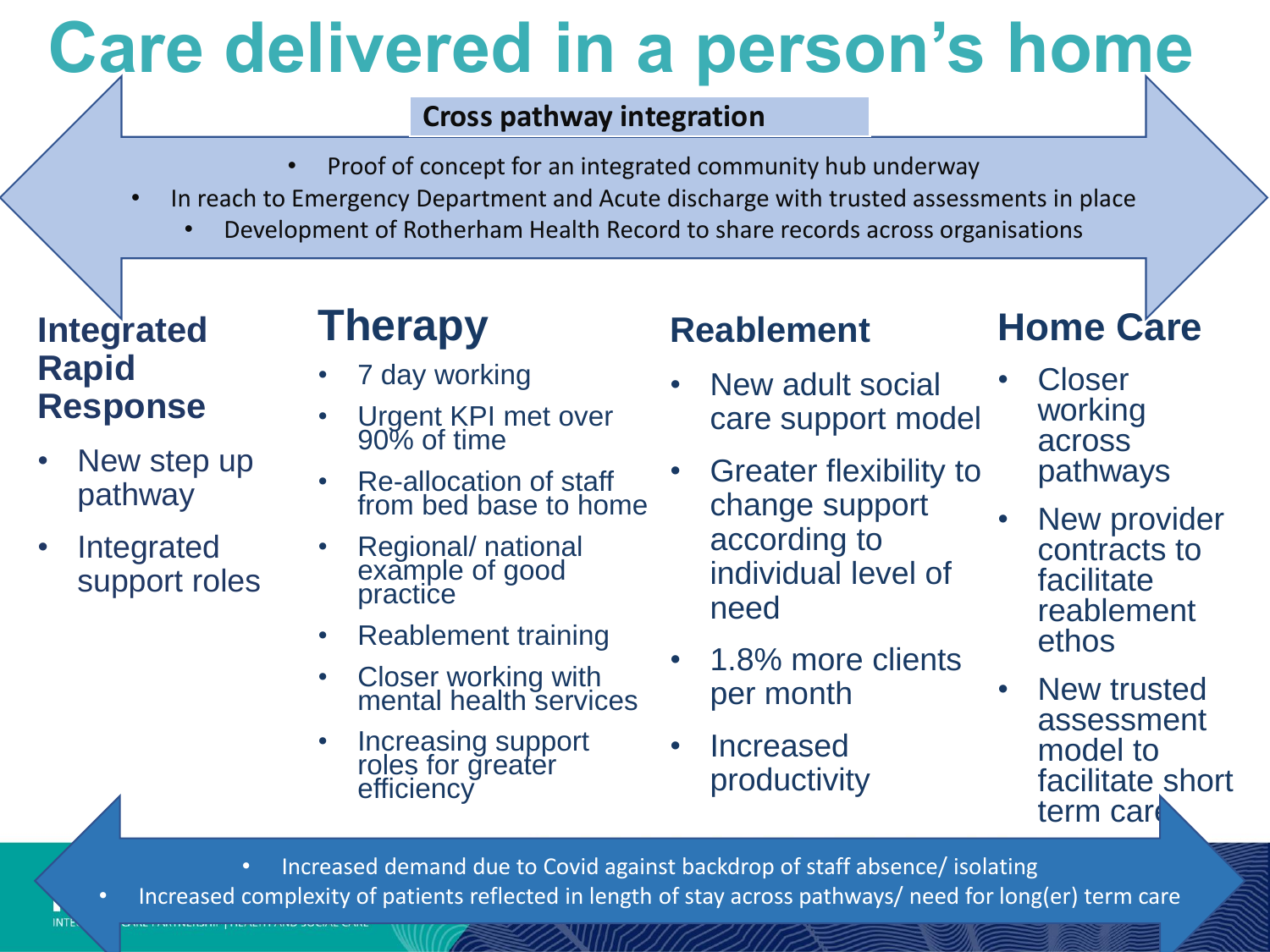# Care delivered in a person's home

**Cross pathway integration**

- Proof of concept for an integrated community hub underway
- In reach to Emergency Department and Acute discharge with trusted assessments in place
- Development of Rotherham Health Record to share records across organisations

## Integrated Rapid Response

- New step up pathway
- Integrated support roles

## Therapy

- 7 day working
- Urgent KPI met over 90% of time
- Re-allocation of staff from bed base to home
- Regional/ national example of good practice
- Reablement training
- Closer working with mental health services
- Increasing support roles for greater efficiency

## Reablement

- New adult social care support model
- Greater flexibility to change support according to individual level of need
- 1.8% more clients per month
- Increased productivity

## Home Care

- Closer working across pathways
- New provider contracts to facilitate reablement ethos
- New trusted assessment model to facilitate short term care

- Increased demand due to Covid against backdrop of staff absence/ isolating
- Increased complexity of patients reflected in length of stay across pathways/ need for long(er) term care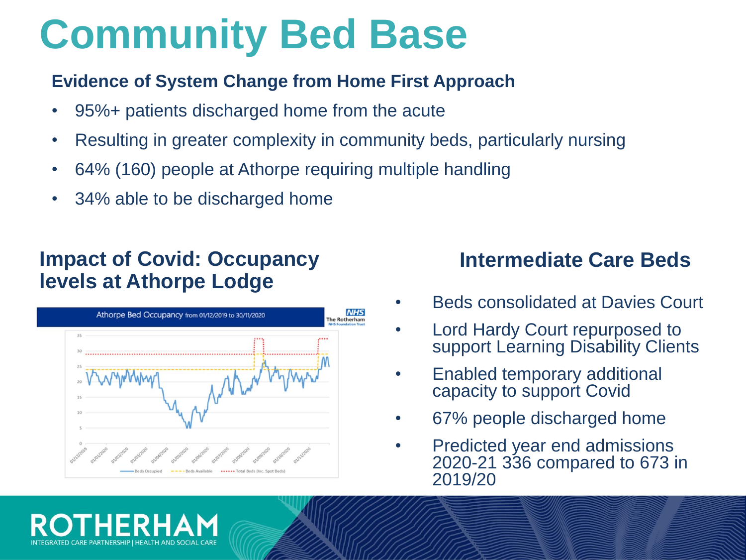# Community Bed Base

**Evidence of System Change from Home First Approach**

- 95%+ patients discharged home from the acute
- Resulting in greater complexity in community beds, particularly nursing
- 64% (160) people at Athorpe requiring multiple handling
- 34% able to be discharged home

## Impact of Covid: Occupancy levels at Athorpe Lodge

Athorpe Bed Occupancy from 01/12/2019 to 30/11/2020

The Rotherham NHS Foundation Trust

Beds Occupied | Beds Available | Total Beds (Inc. Spot Beds)

## Intermediate Care Beds

- Beds consolidated at Davies Court
- Lord Hardy Court repurposed to support Learning Disability Clients
- Enabled temporary additional capacity to support Covid
- 67% people discharged home
- Predicted year end admissions 2020-21 336 compared to 673 in 2019/20

ROTHERHAM
INTEGRATED CARE PARTNERSHIP | HEALTH AND SOCIAL CARE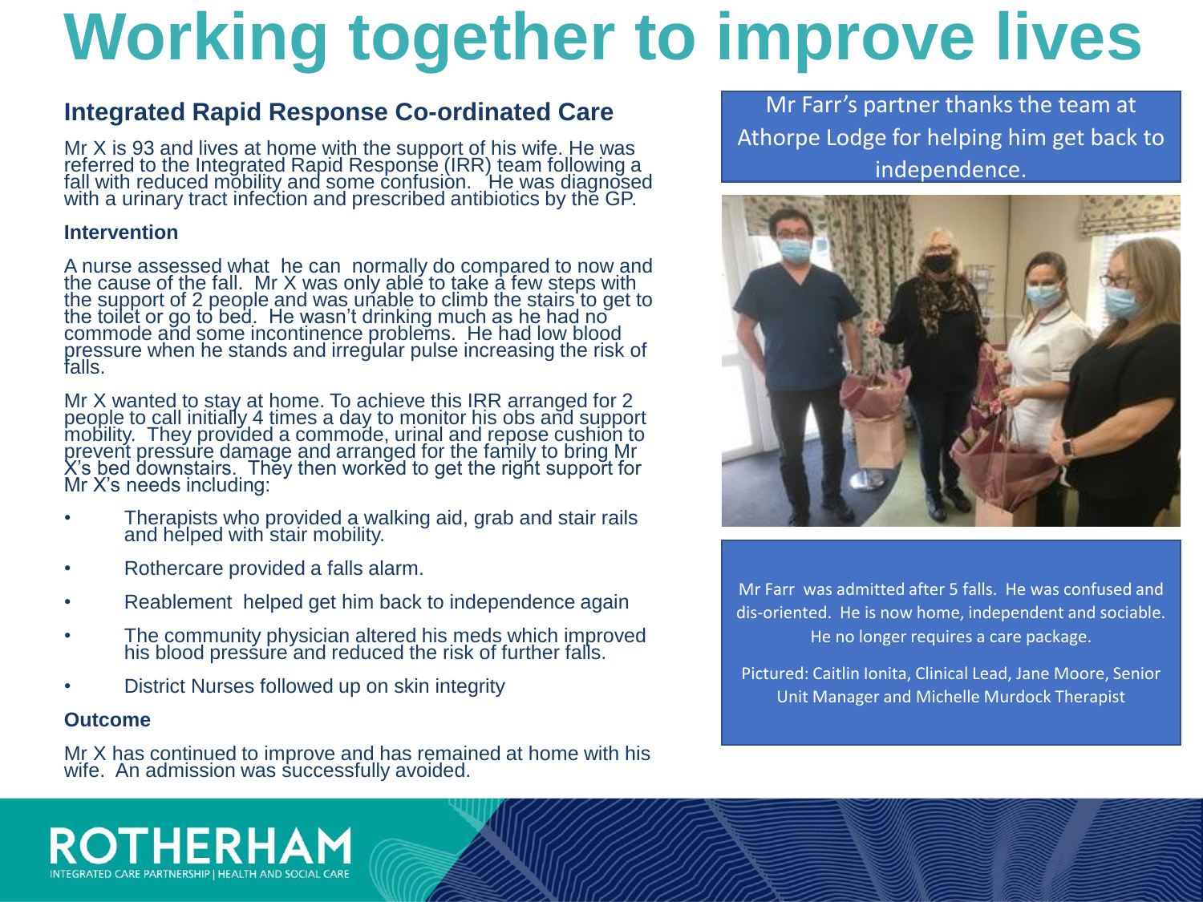# Working together to improve lives

## Integrated Rapid Response Co-ordinated Care

Mr X is 93 and lives at home with the support of his wife. He was referred to the Integrated Rapid Response (IRR) team following a fall with reduced mobility and some confusion. He was diagnosed with a urinary tract infection and prescribed antibiotics by the GP.

### Intervention

A nurse assessed what he can normally do compared to now and the cause of the fall. Mr X was only able to take a few steps with the support of 2 people and was unable to climb the stairs to get to the toilet or go to bed. He wasn't drinking much as he had no commode and some incontinence problems. He had low blood pressure when he stands and irregular pulse increasing the risk of falls.

Mr X wanted to stay at home. To achieve this IRR arranged for 2 people to call initially 4 times a day to monitor his obs and support mobility. They provided a commode, urinal and repose cushion to prevent pressure damage and arranged for the family to bring Mr X's bed downstairs. They then worked to get the right support for Mr X's needs including:

- Therapists who provided a walking aid, grab and stair rails and helped with stair mobility.
- Rothercare provided a falls alarm.
- Reablement helped get him back to independence again
- The community physician altered his meds which improved his blood pressure and reduced the risk of further falls.
- District Nurses followed up on skin integrity

### Outcome

Mr X has continued to improve and has remained at home with his wife. An admission was successfully avoided.

Mr Farr's partner thanks the team at Athorpe Lodge for helping him get back to independence.

Mr Farr was admitted after 5 falls. He was confused and dis-oriented. He is now home, independent and sociable. He no longer requires a care package.

Pictured: Caitlin Ionita, Clinical Lead, Jane Moore, Senior Unit Manager and Michelle Murdock Therapist

ROTHERHAM
INTEGRATED CARE PARTNERSHIP | HEALTH AND SOCIAL CARE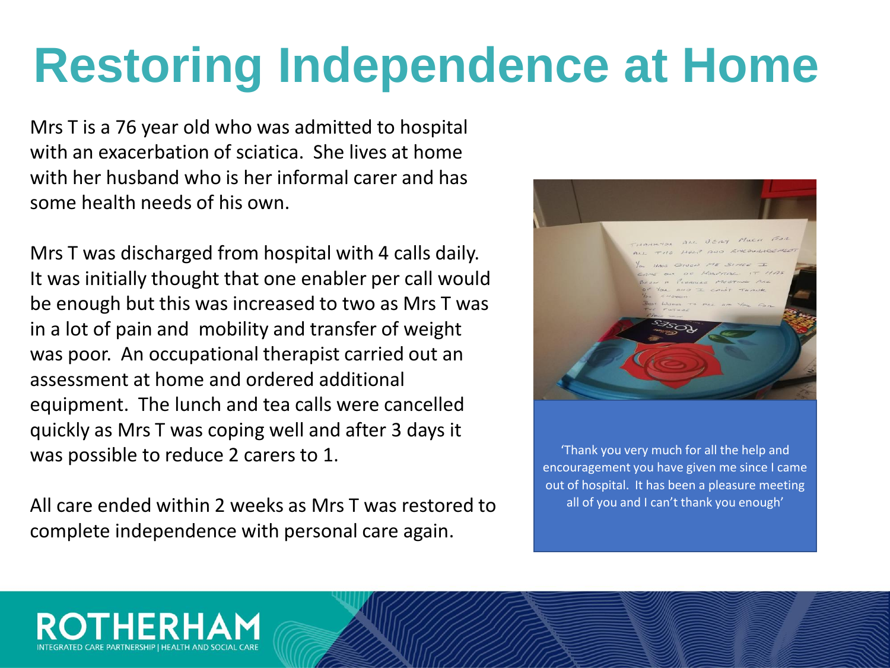# Restoring Independence at Home

Mrs T is a 76 year old who was admitted to hospital with an exacerbation of sciatica. She lives at home with her husband who is her informal carer and has some health needs of his own.

Mrs T was discharged from hospital with 4 calls daily. It was initially thought that one enabler per call would be enough but this was increased to two as Mrs T was in a lot of pain and mobility and transfer of weight was poor. An occupational therapist carried out an assessment at home and ordered additional equipment. The lunch and tea calls were cancelled quickly as Mrs T was coping well and after 3 days it was possible to reduce 2 carers to 1.

All care ended within 2 weeks as Mrs T was restored to complete independence with personal care again.

'Thank you very much for all the help and encouragement you have given me since I came out of hospital. It has been a pleasure meeting all of you and I can't thank you enough'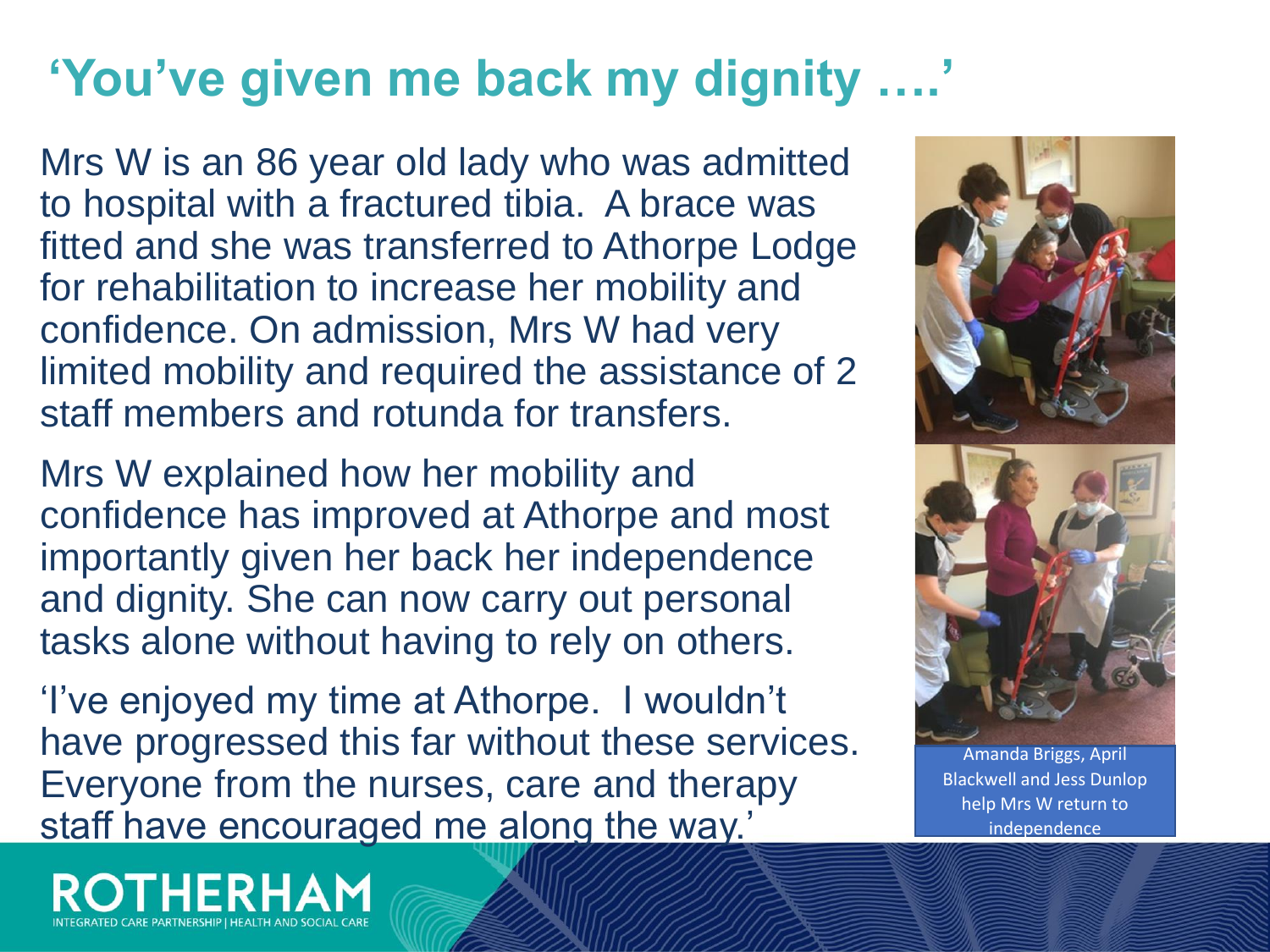# 'You've given me back my dignity ….'

Mrs W is an 86 year old lady who was admitted to hospital with a fractured tibia. A brace was fitted and she was transferred to Athorpe Lodge for rehabilitation to increase her mobility and confidence. On admission, Mrs W had very limited mobility and required the assistance of 2 staff members and rotunda for transfers.

Mrs W explained how her mobility and confidence has improved at Athorpe and most importantly given her back her independence and dignity. She can now carry out personal tasks alone without having to rely on others.

'I've enjoyed my time at Athorpe. I wouldn't have progressed this far without these services. Everyone from the nurses, care and therapy staff have encouraged me along the way.'

Amanda Briggs, April Blackwell and Jess Dunlop help Mrs W return to independence

ROTHERHAM
INTEGRATED CARE PARTNERSHIP | HEALTH AND SOCIAL CARE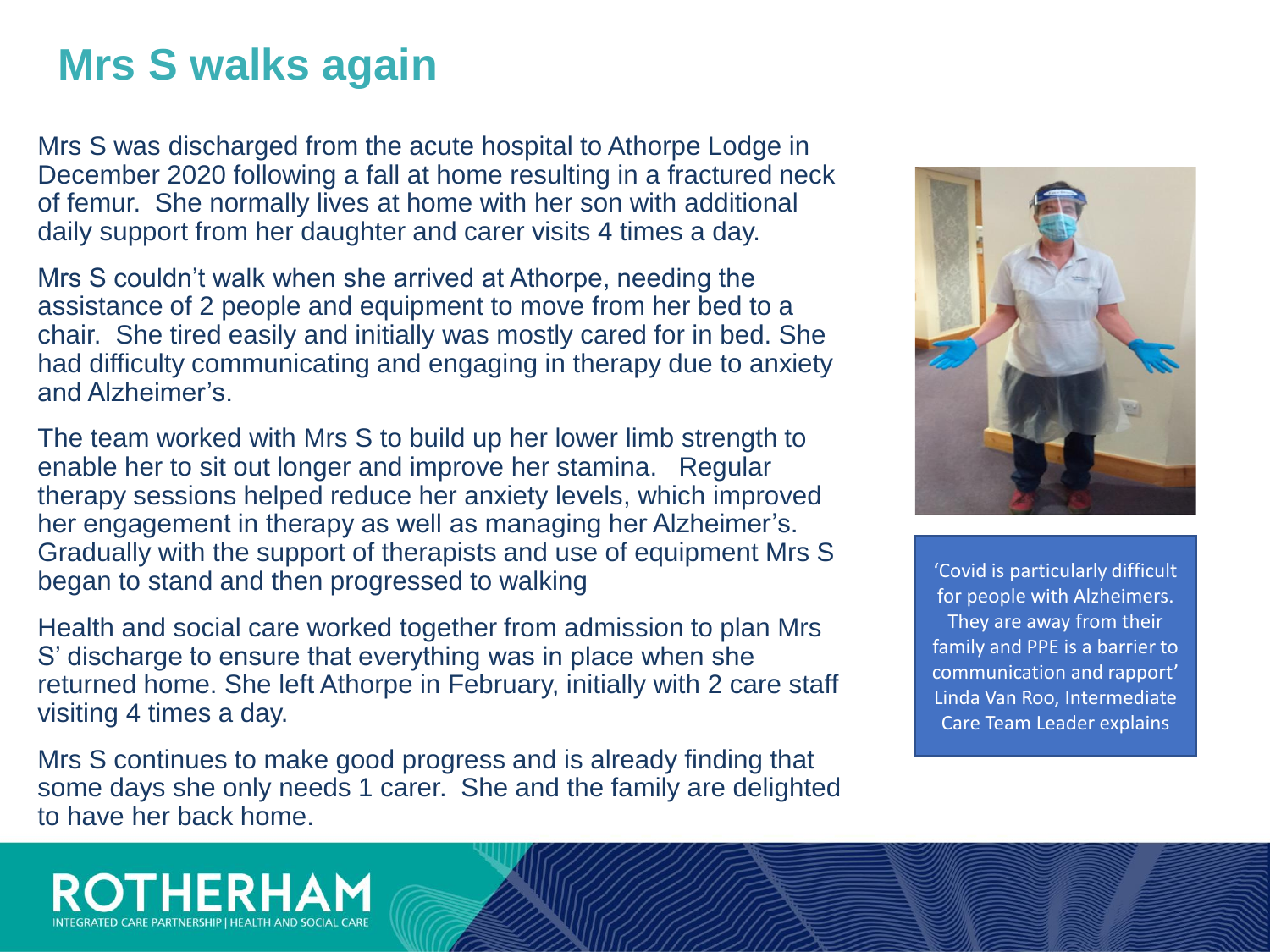# Mrs S walks again

Mrs S was discharged from the acute hospital to Athorpe Lodge in December 2020 following a fall at home resulting in a fractured neck of femur. She normally lives at home with her son with additional daily support from her daughter and carer visits 4 times a day.

Mrs S couldn't walk when she arrived at Athorpe, needing the assistance of 2 people and equipment to move from her bed to a chair. She tired easily and initially was mostly cared for in bed. She had difficulty communicating and engaging in therapy due to anxiety and Alzheimer's.

The team worked with Mrs S to build up her lower limb strength to enable her to sit out longer and improve her stamina. Regular therapy sessions helped reduce her anxiety levels, which improved her engagement in therapy as well as managing her Alzheimer's. Gradually with the support of therapists and use of equipment Mrs S began to stand and then progressed to walking

Health and social care worked together from admission to plan Mrs S' discharge to ensure that everything was in place when she returned home. She left Athorpe in February, initially with 2 care staff visiting 4 times a day.

Mrs S continues to make good progress and is already finding that some days she only needs 1 carer. She and the family are delighted to have her back home.

'Covid is particularly difficult for people with Alzheimers. They are away from their family and PPE is a barrier to communication and rapport' Linda Van Roo, Intermediate Care Team Leader explains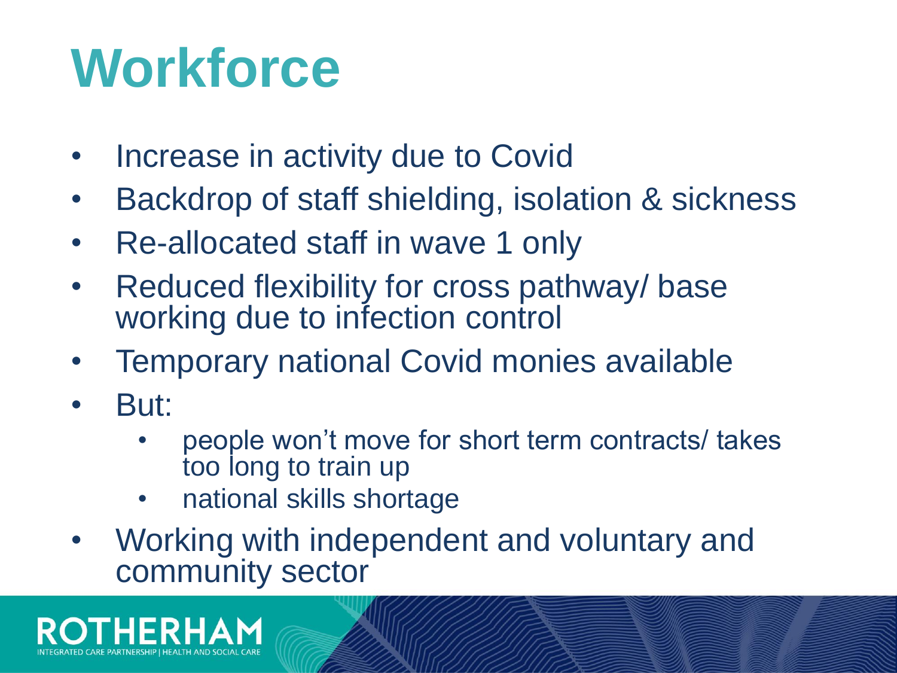# Workforce

- Increase in activity due to Covid
- Backdrop of staff shielding, isolation & sickness
- Re-allocated staff in wave 1 only
- Reduced flexibility for cross pathway/ base working due to infection control
- Temporary national Covid monies available
- But:
    - people won't move for short term contracts/ takes too long to train up
    - national skills shortage
- Working with independent and voluntary and community sector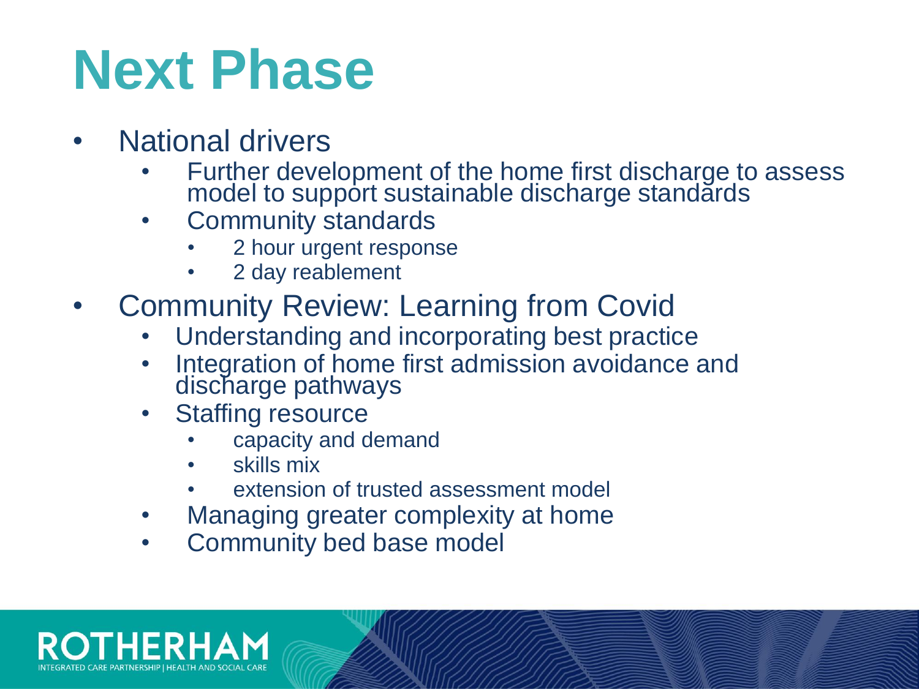# Next Phase

- National drivers
  - Further development of the home first discharge to assess model to support sustainable discharge standards
  - Community standards
    - 2 hour urgent response
    - 2 day reablement
- Community Review: Learning from Covid
  - Understanding and incorporating best practice
  - Integration of home first admission avoidance and discharge pathways
  - Staffing resource
    - capacity and demand
    - skills mix
    - extension of trusted assessment model
  - Managing greater complexity at home
  - Community bed base model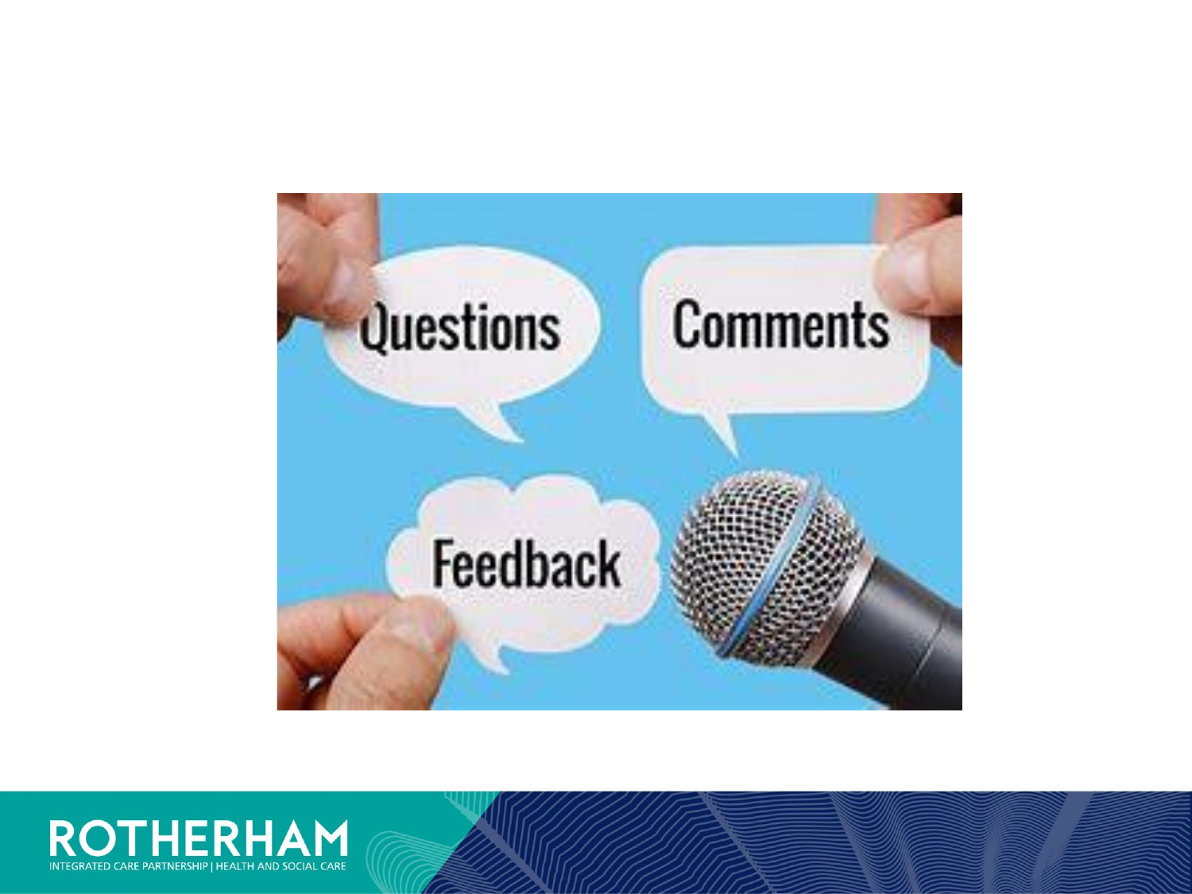Questions

Comments

Feedback